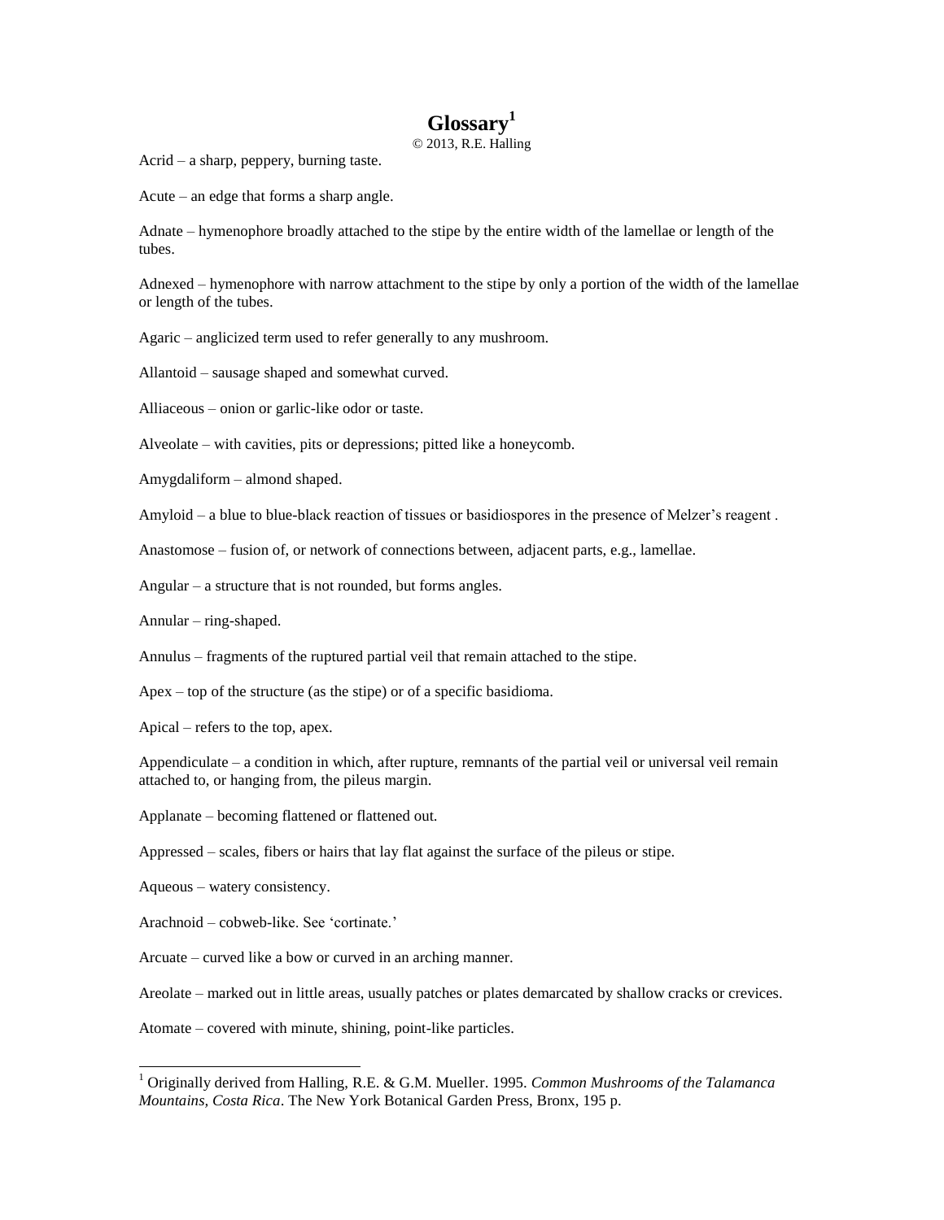# Glossary[1]

© 2013, R.E. Halling

Acrid – a sharp, peppery, burning taste.

Acute – an edge that forms a sharp angle.

Adnate – hymenophore broadly attached to the stipe by the entire width of the lamellae or length of the tubes.

Adnexed – hymenophore with narrow attachment to the stipe by only a portion of the width of the lamellae or length of the tubes.

Agaric – anglicized term used to refer generally to any mushroom.

Allantoid – sausage shaped and somewhat curved.

Alliaceous – onion or garlic-like odor or taste.

Alveolate – with cavities, pits or depressions; pitted like a honeycomb.

Amygdaliform – almond shaped.

Amyloid – a blue to blue-black reaction of tissues or basidiospores in the presence of Melzer's reagent .

Anastomose – fusion of, or network of connections between, adjacent parts, e.g., lamellae.

Angular – a structure that is not rounded, but forms angles.

Annular – ring-shaped.

Annulus – fragments of the ruptured partial veil that remain attached to the stipe.

Apex – top of the structure (as the stipe) or of a specific basidioma.

Apical – refers to the top, apex.

Appendiculate – a condition in which, after rupture, remnants of the partial veil or universal veil remain attached to, or hanging from, the pileus margin.

Applanate – becoming flattened or flattened out.

Appressed – scales, fibers or hairs that lay flat against the surface of the pileus or stipe.

Aqueous – watery consistency.

Arachnoid – cobweb-like. See 'cortinate.'

Arcuate – curved like a bow or curved in an arching manner.

Areolate – marked out in little areas, usually patches or plates demarcated by shallow cracks or crevices.

Atomate – covered with minute, shining, point-like particles.

---

[1] Originally derived from Halling, R.E. & G.M. Mueller. 1995. *Common Mushrooms of the Talamanca Mountains, Costa Rica*. The New York Botanical Garden Press, Bronx, 195 p.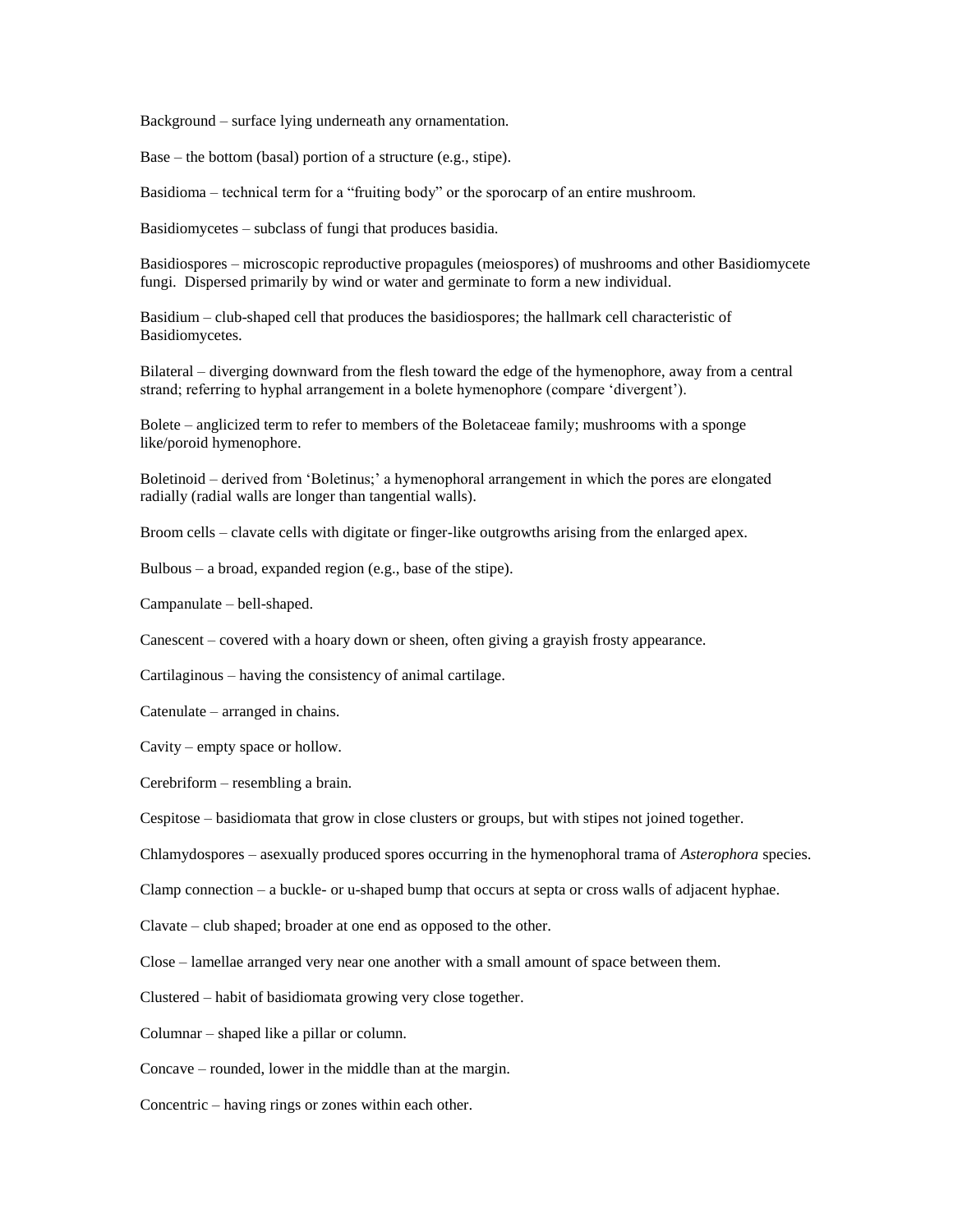Background – surface lying underneath any ornamentation.

Base – the bottom (basal) portion of a structure (e.g., stipe).

Basidioma – technical term for a "fruiting body" or the sporocarp of an entire mushroom.

Basidiomycetes – subclass of fungi that produces basidia.

Basidiospores – microscopic reproductive propagules (meiospores) of mushrooms and other Basidiomycete fungi. Dispersed primarily by wind or water and germinate to form a new individual.

Basidium – club-shaped cell that produces the basidiospores; the hallmark cell characteristic of Basidiomycetes.

Bilateral – diverging downward from the flesh toward the edge of the hymenophore, away from a central strand; referring to hyphal arrangement in a bolete hymenophore (compare 'divergent').

Bolete – anglicized term to refer to members of the Boletaceae family; mushrooms with a sponge like/poroid hymenophore.

Boletinoid – derived from 'Boletinus;' a hymenophoral arrangement in which the pores are elongated radially (radial walls are longer than tangential walls).

Broom cells – clavate cells with digitate or finger-like outgrowths arising from the enlarged apex.

Bulbous – a broad, expanded region (e.g., base of the stipe).

Campanulate – bell-shaped.

Canescent – covered with a hoary down or sheen, often giving a grayish frosty appearance.

Cartilaginous – having the consistency of animal cartilage.

Catenulate – arranged in chains.

Cavity – empty space or hollow.

Cerebriform – resembling a brain.

Cespitose – basidiomata that grow in close clusters or groups, but with stipes not joined together.

Chlamydospores – asexually produced spores occurring in the hymenophoral trama of *Asterophora* species.

Clamp connection – a buckle- or u-shaped bump that occurs at septa or cross walls of adjacent hyphae.

Clavate – club shaped; broader at one end as opposed to the other.

Close – lamellae arranged very near one another with a small amount of space between them.

Clustered – habit of basidiomata growing very close together.

Columnar – shaped like a pillar or column.

Concave – rounded, lower in the middle than at the margin.

Concentric – having rings or zones within each other.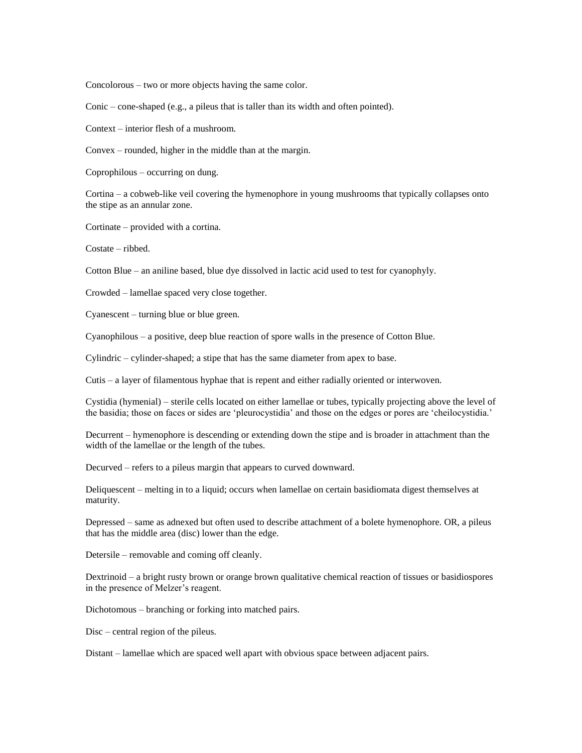Concolorous – two or more objects having the same color.

Conic – cone-shaped (e.g., a pileus that is taller than its width and often pointed).

Context – interior flesh of a mushroom.

Convex – rounded, higher in the middle than at the margin.

Coprophilous – occurring on dung.

Cortina – a cobweb-like veil covering the hymenophore in young mushrooms that typically collapses onto the stipe as an annular zone.

Cortinate – provided with a cortina.

Costate – ribbed.

Cotton Blue – an aniline based, blue dye dissolved in lactic acid used to test for cyanophyly.

Crowded – lamellae spaced very close together.

Cyanescent – turning blue or blue green.

Cyanophilous – a positive, deep blue reaction of spore walls in the presence of Cotton Blue.

Cylindric – cylinder-shaped; a stipe that has the same diameter from apex to base.

Cutis – a layer of filamentous hyphae that is repent and either radially oriented or interwoven.

Cystidia (hymenial) – sterile cells located on either lamellae or tubes, typically projecting above the level of the basidia; those on faces or sides are 'pleurocystidia' and those on the edges or pores are 'cheilocystidia.'

Decurrent – hymenophore is descending or extending down the stipe and is broader in attachment than the width of the lamellae or the length of the tubes.

Decurved – refers to a pileus margin that appears to curved downward.

Deliquescent – melting in to a liquid; occurs when lamellae on certain basidiomata digest themselves at maturity.

Depressed – same as adnexed but often used to describe attachment of a bolete hymenophore. OR, a pileus that has the middle area (disc) lower than the edge.

Detersile – removable and coming off cleanly.

Dextrinoid – a bright rusty brown or orange brown qualitative chemical reaction of tissues or basidiospores in the presence of Melzer's reagent.

Dichotomous – branching or forking into matched pairs.

Disc – central region of the pileus.

Distant – lamellae which are spaced well apart with obvious space between adjacent pairs.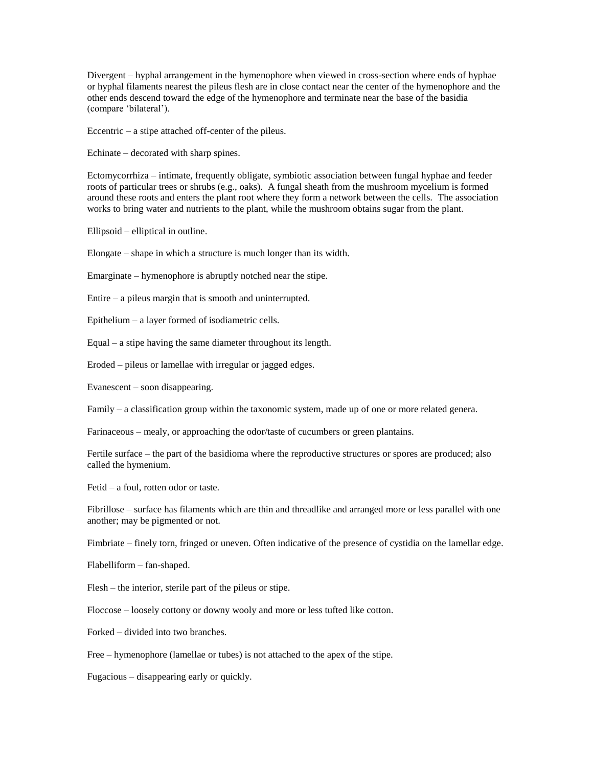Divergent – hyphal arrangement in the hymenophore when viewed in cross-section where ends of hyphae or hyphal filaments nearest the pileus flesh are in close contact near the center of the hymenophore and the other ends descend toward the edge of the hymenophore and terminate near the base of the basidia (compare 'bilateral').

Eccentric – a stipe attached off-center of the pileus.

Echinate – decorated with sharp spines.

Ectomycorrhiza – intimate, frequently obligate, symbiotic association between fungal hyphae and feeder roots of particular trees or shrubs (e.g., oaks). A fungal sheath from the mushroom mycelium is formed around these roots and enters the plant root where they form a network between the cells. The association works to bring water and nutrients to the plant, while the mushroom obtains sugar from the plant.

Ellipsoid – elliptical in outline.

Elongate – shape in which a structure is much longer than its width.

Emarginate – hymenophore is abruptly notched near the stipe.

Entire – a pileus margin that is smooth and uninterrupted.

Epithelium – a layer formed of isodiametric cells.

Equal – a stipe having the same diameter throughout its length.

Eroded – pileus or lamellae with irregular or jagged edges.

Evanescent – soon disappearing.

Family – a classification group within the taxonomic system, made up of one or more related genera.

Farinaceous – mealy, or approaching the odor/taste of cucumbers or green plantains.

Fertile surface – the part of the basidioma where the reproductive structures or spores are produced; also called the hymenium.

Fetid – a foul, rotten odor or taste.

Fibrillose – surface has filaments which are thin and threadlike and arranged more or less parallel with one another; may be pigmented or not.

Fimbriate – finely torn, fringed or uneven. Often indicative of the presence of cystidia on the lamellar edge.

Flabelliform – fan-shaped.

Flesh – the interior, sterile part of the pileus or stipe.

Floccose – loosely cottony or downy wooly and more or less tufted like cotton.

Forked – divided into two branches.

Free – hymenophore (lamellae or tubes) is not attached to the apex of the stipe.

Fugacious – disappearing early or quickly.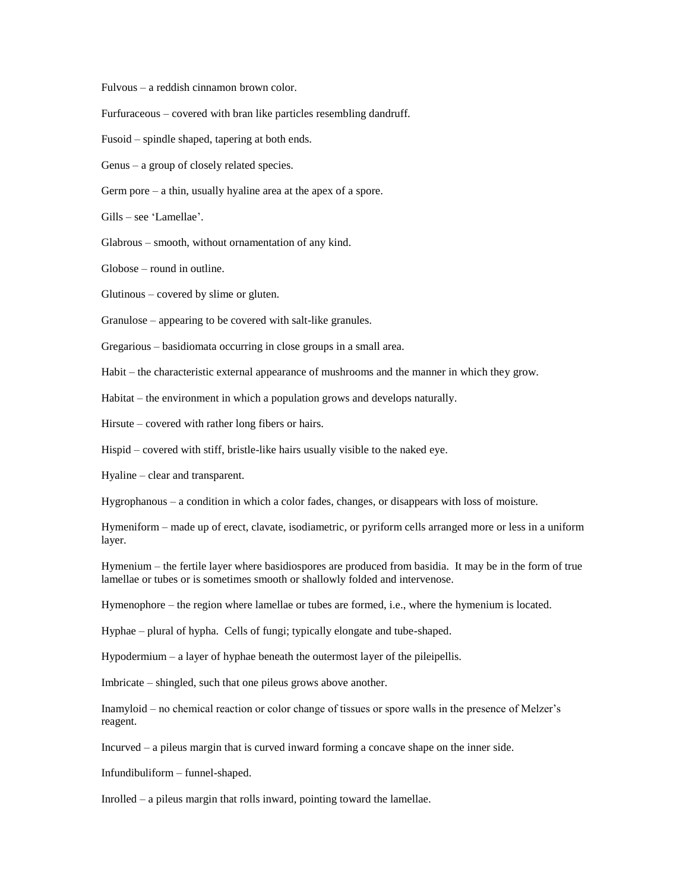Fulvous – a reddish cinnamon brown color.

Furfuraceous – covered with bran like particles resembling dandruff.

Fusoid – spindle shaped, tapering at both ends.

Genus – a group of closely related species.

Germ pore – a thin, usually hyaline area at the apex of a spore.

Gills – see 'Lamellae'.

Glabrous – smooth, without ornamentation of any kind.

Globose – round in outline.

Glutinous – covered by slime or gluten.

Granulose – appearing to be covered with salt-like granules.

Gregarious – basidiomata occurring in close groups in a small area.

Habit – the characteristic external appearance of mushrooms and the manner in which they grow.

Habitat – the environment in which a population grows and develops naturally.

Hirsute – covered with rather long fibers or hairs.

Hispid – covered with stiff, bristle-like hairs usually visible to the naked eye.

Hyaline – clear and transparent.

Hygrophanous – a condition in which a color fades, changes, or disappears with loss of moisture.

Hymeniform – made up of erect, clavate, isodiametric, or pyriform cells arranged more or less in a uniform layer.

Hymenium – the fertile layer where basidiospores are produced from basidia. It may be in the form of true lamellae or tubes or is sometimes smooth or shallowly folded and intervenose.

Hymenophore – the region where lamellae or tubes are formed, i.e., where the hymenium is located.

Hyphae – plural of hypha. Cells of fungi; typically elongate and tube-shaped.

Hypodermium – a layer of hyphae beneath the outermost layer of the pileipellis.

Imbricate – shingled, such that one pileus grows above another.

Inamyloid – no chemical reaction or color change of tissues or spore walls in the presence of Melzer's reagent.

Incurved – a pileus margin that is curved inward forming a concave shape on the inner side.

Infundibuliform – funnel-shaped.

Inrolled – a pileus margin that rolls inward, pointing toward the lamellae.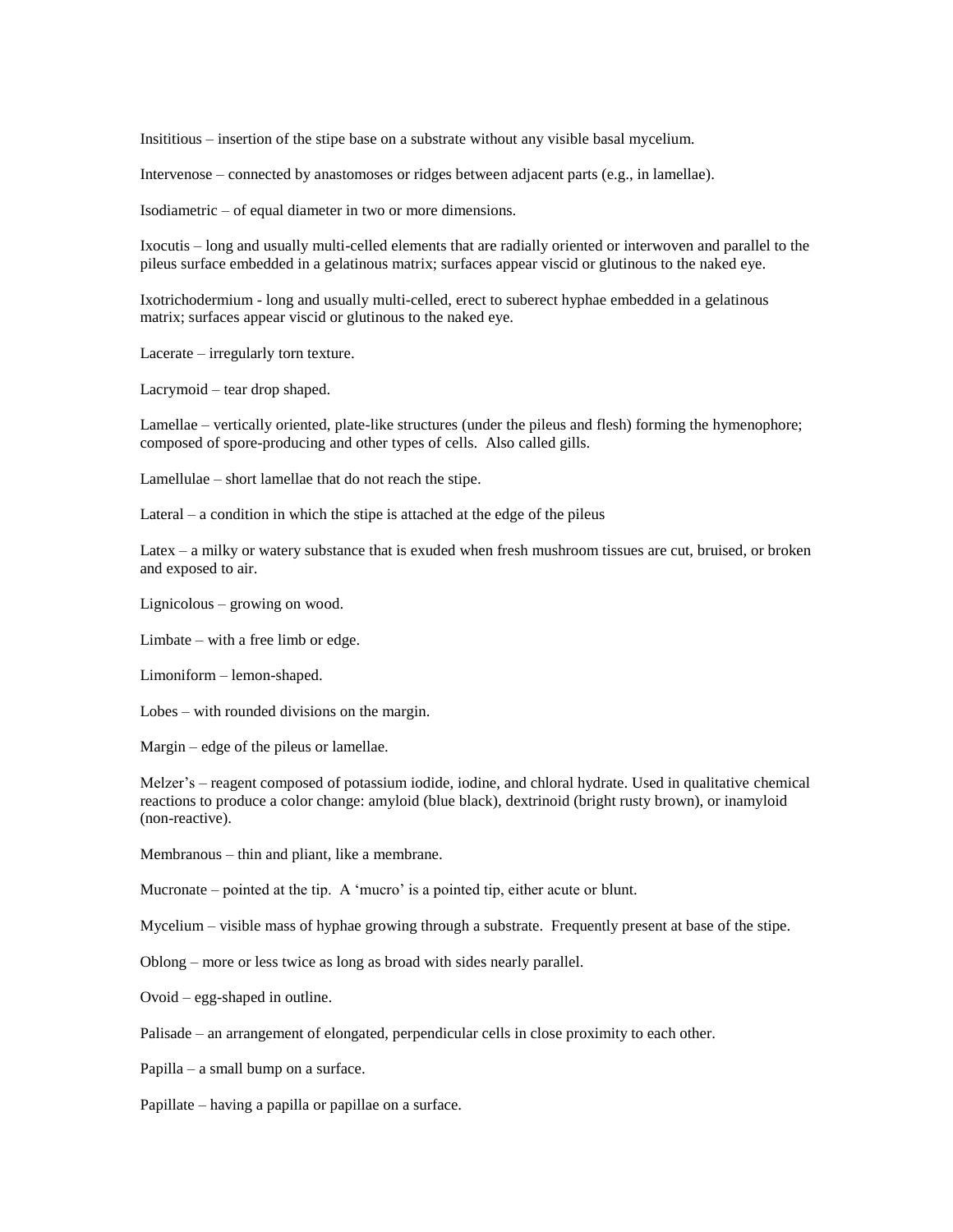Insititious – insertion of the stipe base on a substrate without any visible basal mycelium.

Intervenose – connected by anastomoses or ridges between adjacent parts (e.g., in lamellae).

Isodiametric – of equal diameter in two or more dimensions.

Ixocutis – long and usually multi-celled elements that are radially oriented or interwoven and parallel to the pileus surface embedded in a gelatinous matrix; surfaces appear viscid or glutinous to the naked eye.

Ixotrichodermium - long and usually multi-celled, erect to suberect hyphae embedded in a gelatinous matrix; surfaces appear viscid or glutinous to the naked eye.

Lacerate – irregularly torn texture.

Lacrymoid – tear drop shaped.

Lamellae – vertically oriented, plate-like structures (under the pileus and flesh) forming the hymenophore; composed of spore-producing and other types of cells. Also called gills.

Lamellulae – short lamellae that do not reach the stipe.

Lateral – a condition in which the stipe is attached at the edge of the pileus

Latex – a milky or watery substance that is exuded when fresh mushroom tissues are cut, bruised, or broken and exposed to air.

Lignicolous – growing on wood.

Limbate – with a free limb or edge.

Limoniform – lemon-shaped.

Lobes – with rounded divisions on the margin.

Margin – edge of the pileus or lamellae.

Melzer's – reagent composed of potassium iodide, iodine, and chloral hydrate. Used in qualitative chemical reactions to produce a color change: amyloid (blue black), dextrinoid (bright rusty brown), or inamyloid (non-reactive).

Membranous – thin and pliant, like a membrane.

Mucronate – pointed at the tip. A 'mucro' is a pointed tip, either acute or blunt.

Mycelium – visible mass of hyphae growing through a substrate. Frequently present at base of the stipe.

Oblong – more or less twice as long as broad with sides nearly parallel.

Ovoid – egg-shaped in outline.

Palisade – an arrangement of elongated, perpendicular cells in close proximity to each other.

Papilla – a small bump on a surface.

Papillate – having a papilla or papillae on a surface.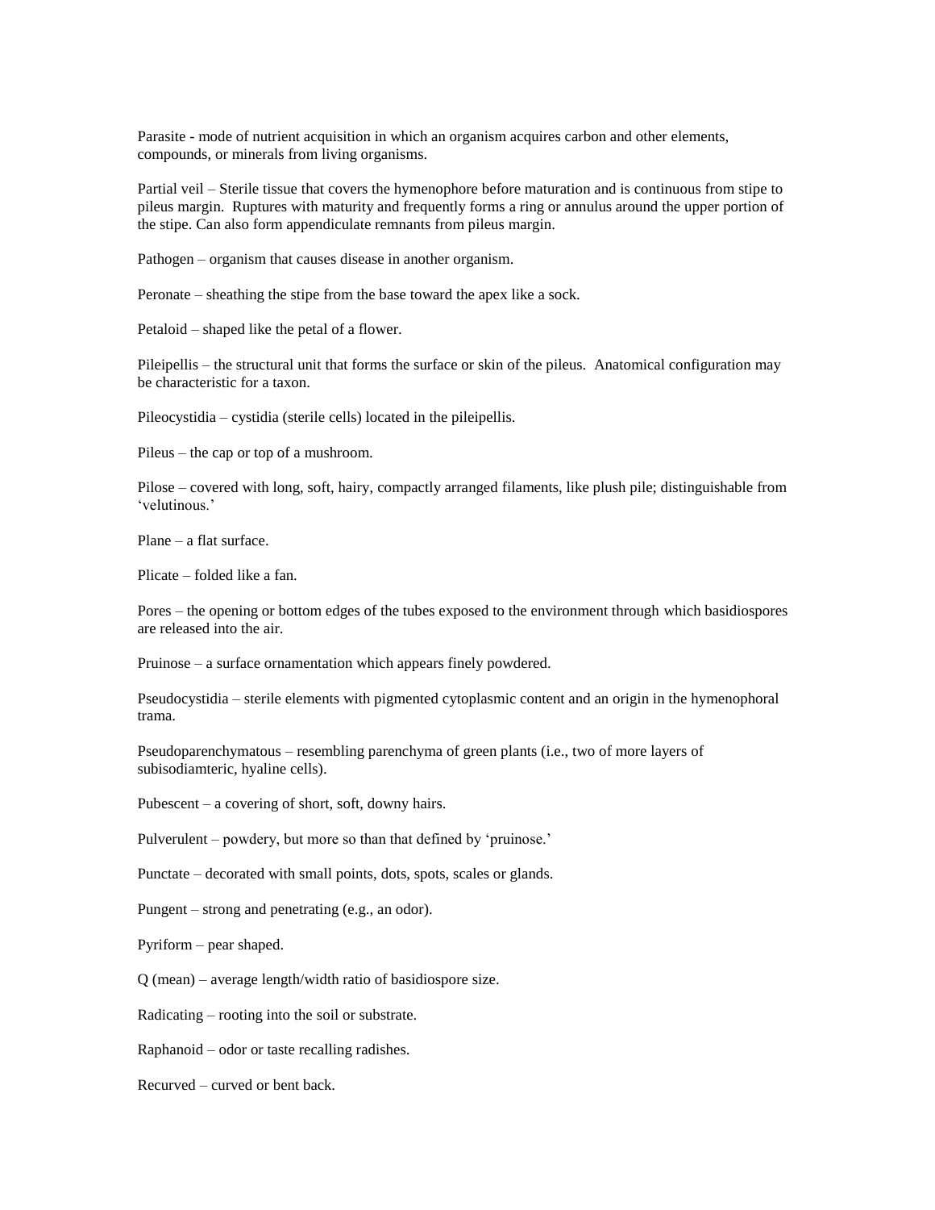Parasite - mode of nutrient acquisition in which an organism acquires carbon and other elements, compounds, or minerals from living organisms.

Partial veil – Sterile tissue that covers the hymenophore before maturation and is continuous from stipe to pileus margin. Ruptures with maturity and frequently forms a ring or annulus around the upper portion of the stipe. Can also form appendiculate remnants from pileus margin.

Pathogen – organism that causes disease in another organism.

Peronate – sheathing the stipe from the base toward the apex like a sock.

Petaloid – shaped like the petal of a flower.

Pileipellis – the structural unit that forms the surface or skin of the pileus. Anatomical configuration may be characteristic for a taxon.

Pileocystidia – cystidia (sterile cells) located in the pileipellis.

Pileus – the cap or top of a mushroom.

Pilose – covered with long, soft, hairy, compactly arranged filaments, like plush pile; distinguishable from 'velutinous.'

Plane – a flat surface.

Plicate – folded like a fan.

Pores – the opening or bottom edges of the tubes exposed to the environment through which basidiospores are released into the air.

Pruinose – a surface ornamentation which appears finely powdered.

Pseudocystidia – sterile elements with pigmented cytoplasmic content and an origin in the hymenophoral trama.

Pseudoparenchymatous – resembling parenchyma of green plants (i.e., two of more layers of subisodiamteric, hyaline cells).

Pubescent – a covering of short, soft, downy hairs.

Pulverulent – powdery, but more so than that defined by 'pruinose.'

Punctate – decorated with small points, dots, spots, scales or glands.

Pungent – strong and penetrating (e.g., an odor).

Pyriform – pear shaped.

Q (mean) – average length/width ratio of basidiospore size.

Radicating – rooting into the soil or substrate.

Raphanoid – odor or taste recalling radishes.

Recurved – curved or bent back.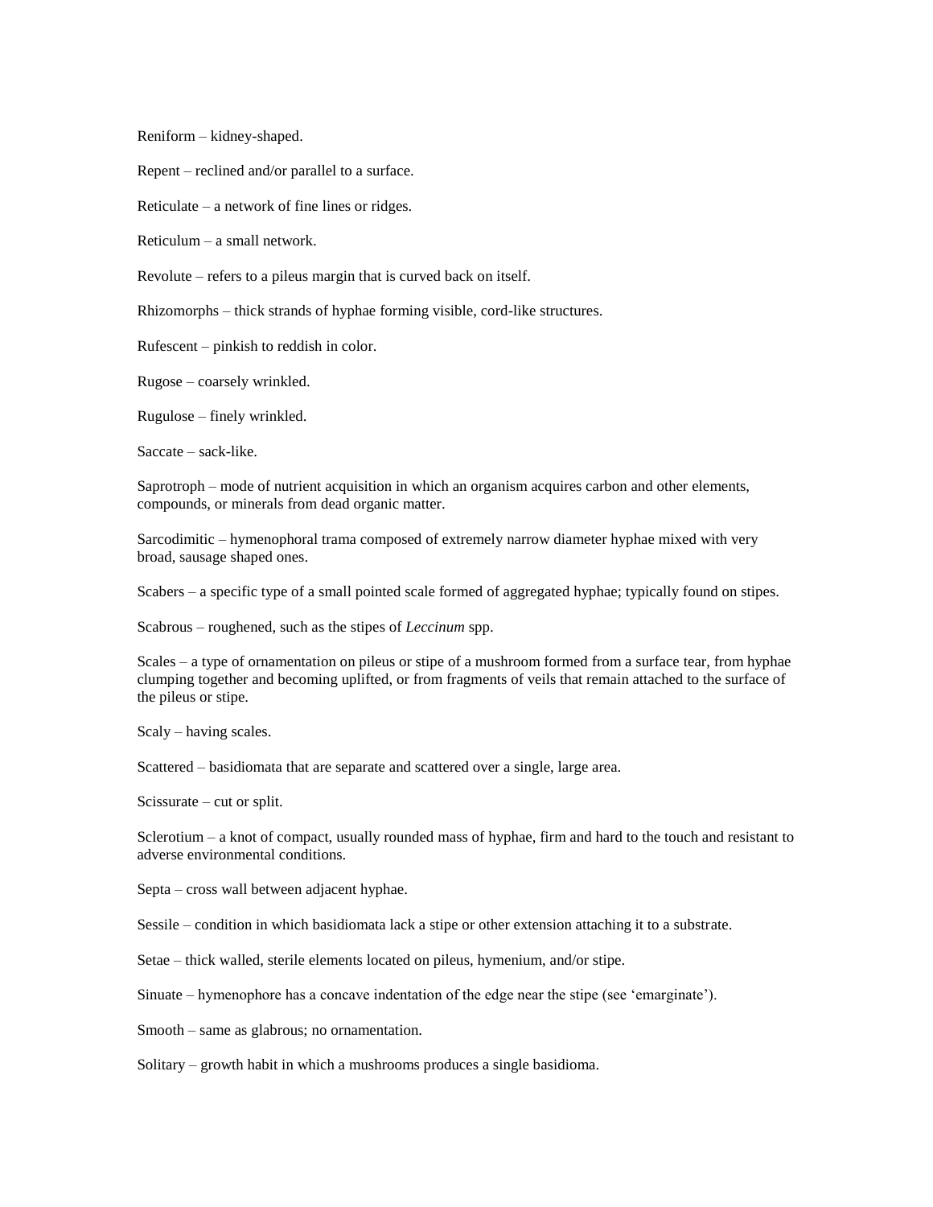Reniform – kidney-shaped.

Repent – reclined and/or parallel to a surface.

Reticulate – a network of fine lines or ridges.

Reticulum – a small network.

Revolute – refers to a pileus margin that is curved back on itself.

Rhizomorphs – thick strands of hyphae forming visible, cord-like structures.

Rufescent – pinkish to reddish in color.

Rugose – coarsely wrinkled.

Rugulose – finely wrinkled.

Saccate – sack-like.

Saprotroph – mode of nutrient acquisition in which an organism acquires carbon and other elements, compounds, or minerals from dead organic matter.

Sarcodimitic – hymenophoral trama composed of extremely narrow diameter hyphae mixed with very broad, sausage shaped ones.

Scabers – a specific type of a small pointed scale formed of aggregated hyphae; typically found on stipes.

Scabrous – roughened, such as the stipes of *Leccinum* spp.

Scales – a type of ornamentation on pileus or stipe of a mushroom formed from a surface tear, from hyphae clumping together and becoming uplifted, or from fragments of veils that remain attached to the surface of the pileus or stipe.

Scaly – having scales.

Scattered – basidiomata that are separate and scattered over a single, large area.

Scissurate – cut or split.

Sclerotium – a knot of compact, usually rounded mass of hyphae, firm and hard to the touch and resistant to adverse environmental conditions.

Septa – cross wall between adjacent hyphae.

Sessile – condition in which basidiomata lack a stipe or other extension attaching it to a substrate.

Setae – thick walled, sterile elements located on pileus, hymenium, and/or stipe.

Sinuate – hymenophore has a concave indentation of the edge near the stipe (see 'emarginate').

Smooth – same as glabrous; no ornamentation.

Solitary – growth habit in which a mushrooms produces a single basidioma.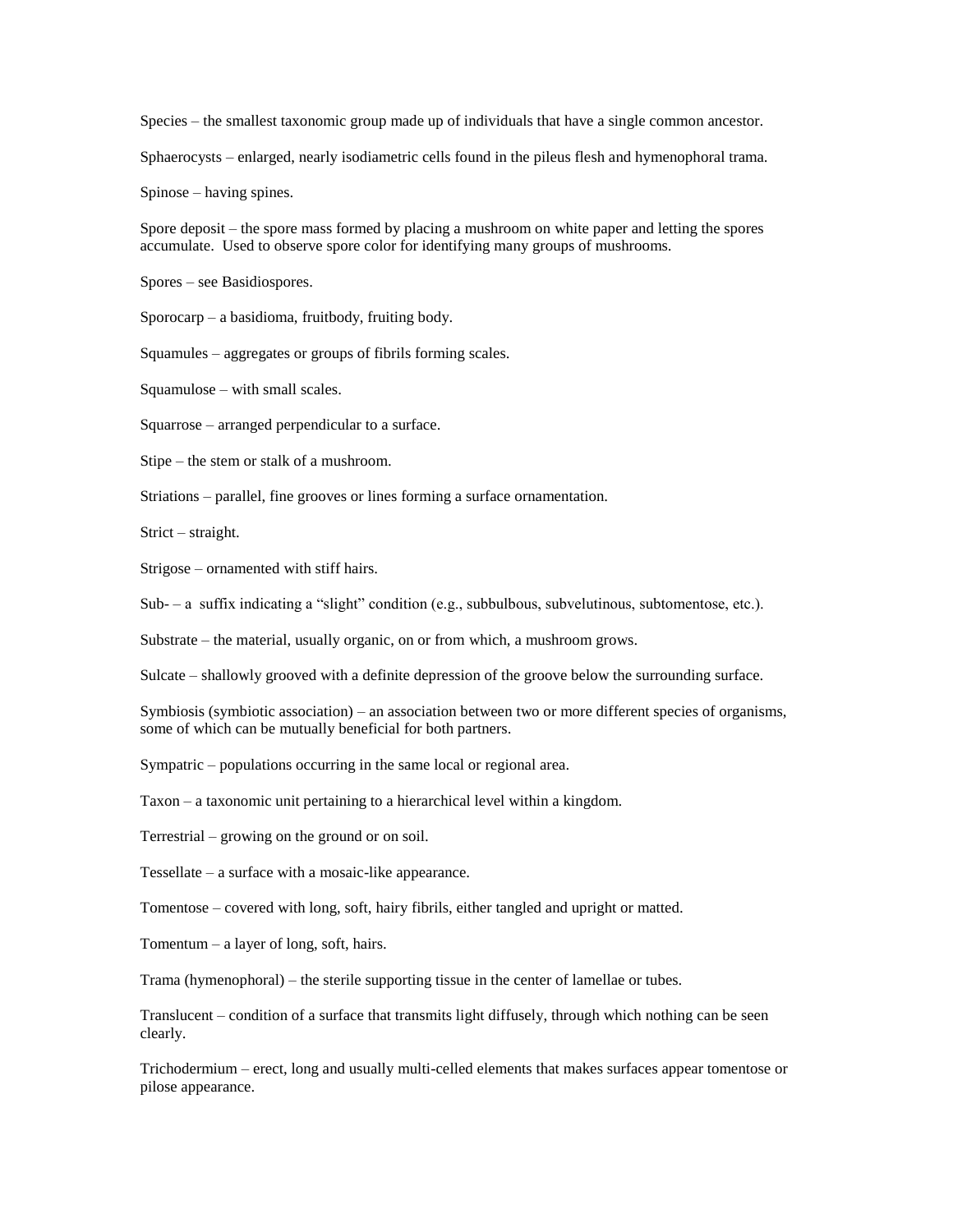Species – the smallest taxonomic group made up of individuals that have a single common ancestor.

Sphaerocysts – enlarged, nearly isodiametric cells found in the pileus flesh and hymenophoral trama.

Spinose – having spines.

Spore deposit – the spore mass formed by placing a mushroom on white paper and letting the spores accumulate. Used to observe spore color for identifying many groups of mushrooms.

Spores – see Basidiospores.

Sporocarp – a basidioma, fruitbody, fruiting body.

Squamules – aggregates or groups of fibrils forming scales.

Squamulose – with small scales.

Squarrose – arranged perpendicular to a surface.

Stipe – the stem or stalk of a mushroom.

Striations – parallel, fine grooves or lines forming a surface ornamentation.

Strict – straight.

Strigose – ornamented with stiff hairs.

Sub- – a suffix indicating a "slight" condition (e.g., subbulbous, subvelutinous, subtomentose, etc.).

Substrate – the material, usually organic, on or from which, a mushroom grows.

Sulcate – shallowly grooved with a definite depression of the groove below the surrounding surface.

Symbiosis (symbiotic association) – an association between two or more different species of organisms, some of which can be mutually beneficial for both partners.

Sympatric – populations occurring in the same local or regional area.

Taxon – a taxonomic unit pertaining to a hierarchical level within a kingdom.

Terrestrial – growing on the ground or on soil.

Tessellate – a surface with a mosaic-like appearance.

Tomentose – covered with long, soft, hairy fibrils, either tangled and upright or matted.

Tomentum – a layer of long, soft, hairs.

Trama (hymenophoral) – the sterile supporting tissue in the center of lamellae or tubes.

Translucent – condition of a surface that transmits light diffusely, through which nothing can be seen clearly.

Trichodermium – erect, long and usually multi-celled elements that makes surfaces appear tomentose or pilose appearance.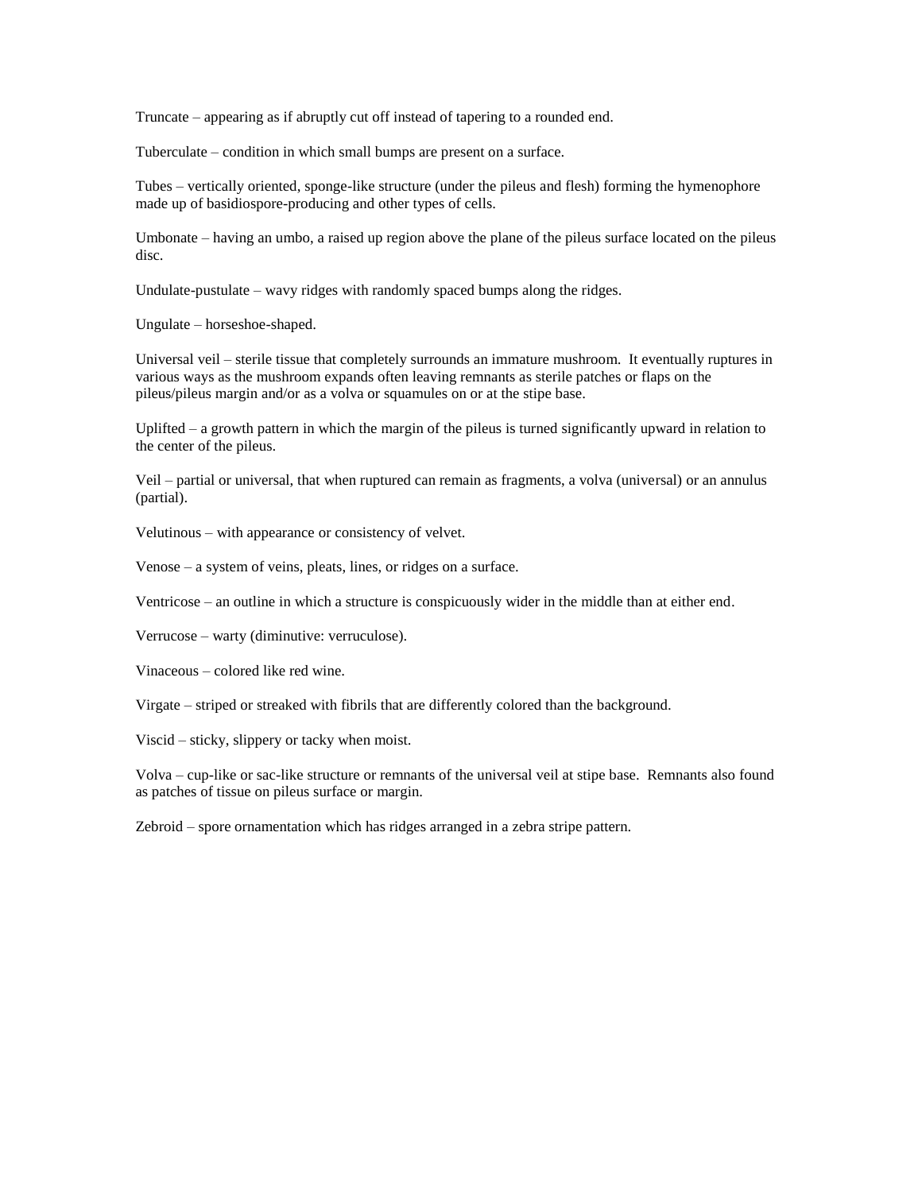Truncate – appearing as if abruptly cut off instead of tapering to a rounded end.

Tuberculate – condition in which small bumps are present on a surface.

Tubes – vertically oriented, sponge-like structure (under the pileus and flesh) forming the hymenophore made up of basidiospore-producing and other types of cells.

Umbonate – having an umbo, a raised up region above the plane of the pileus surface located on the pileus disc.

Undulate-pustulate – wavy ridges with randomly spaced bumps along the ridges.

Ungulate – horseshoe-shaped.

Universal veil – sterile tissue that completely surrounds an immature mushroom. It eventually ruptures in various ways as the mushroom expands often leaving remnants as sterile patches or flaps on the pileus/pileus margin and/or as a volva or squamules on or at the stipe base.

Uplifted – a growth pattern in which the margin of the pileus is turned significantly upward in relation to the center of the pileus.

Veil – partial or universal, that when ruptured can remain as fragments, a volva (universal) or an annulus (partial).

Velutinous – with appearance or consistency of velvet.

Venose – a system of veins, pleats, lines, or ridges on a surface.

Ventricose – an outline in which a structure is conspicuously wider in the middle than at either end.

Verrucose – warty (diminutive: verruculose).

Vinaceous – colored like red wine.

Virgate – striped or streaked with fibrils that are differently colored than the background.

Viscid – sticky, slippery or tacky when moist.

Volva – cup-like or sac-like structure or remnants of the universal veil at stipe base. Remnants also found as patches of tissue on pileus surface or margin.

Zebroid – spore ornamentation which has ridges arranged in a zebra stripe pattern.